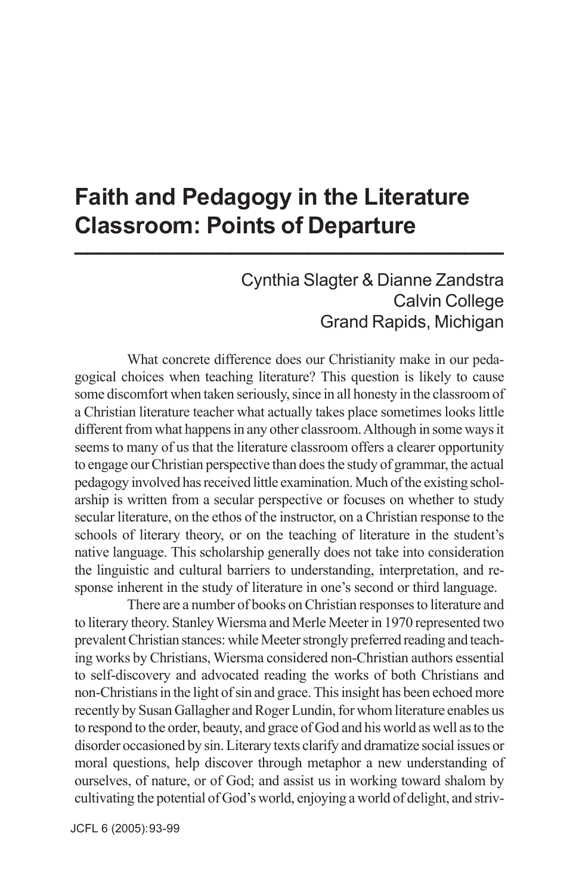# Faith and Pedagogy in the Literature Classroom: Points of Departure

Cynthia Slagter & Dianne Zandstra
Calvin College
Grand Rapids, Michigan

What concrete difference does our Christianity make in our pedagogical choices when teaching literature? This question is likely to cause some discomfort when taken seriously, since in all honesty in the classroom of a Christian literature teacher what actually takes place sometimes looks little different from what happens in any other classroom. Although in some ways it seems to many of us that the literature classroom offers a clearer opportunity to engage our Christian perspective than does the study of grammar, the actual pedagogy involved has received little examination. Much of the existing scholarship is written from a secular perspective or focuses on whether to study secular literature, on the ethos of the instructor, on a Christian response to the schools of literary theory, or on the teaching of literature in the student's native language. This scholarship generally does not take into consideration the linguistic and cultural barriers to understanding, interpretation, and response inherent in the study of literature in one's second or third language.

There are a number of books on Christian responses to literature and to literary theory. Stanley Wiersma and Merle Meeter in 1970 represented two prevalent Christian stances: while Meeter strongly preferred reading and teaching works by Christians, Wiersma considered non-Christian authors essential to self-discovery and advocated reading the works of both Christians and non-Christians in the light of sin and grace. This insight has been echoed more recently by Susan Gallagher and Roger Lundin, for whom literature enables us to respond to the order, beauty, and grace of God and his world as well as to the disorder occasioned by sin. Literary texts clarify and dramatize social issues or moral questions, help discover through metaphor a new understanding of ourselves, of nature, or of God; and assist us in working toward shalom by cultivating the potential of God's world, enjoying a world of delight, and striv-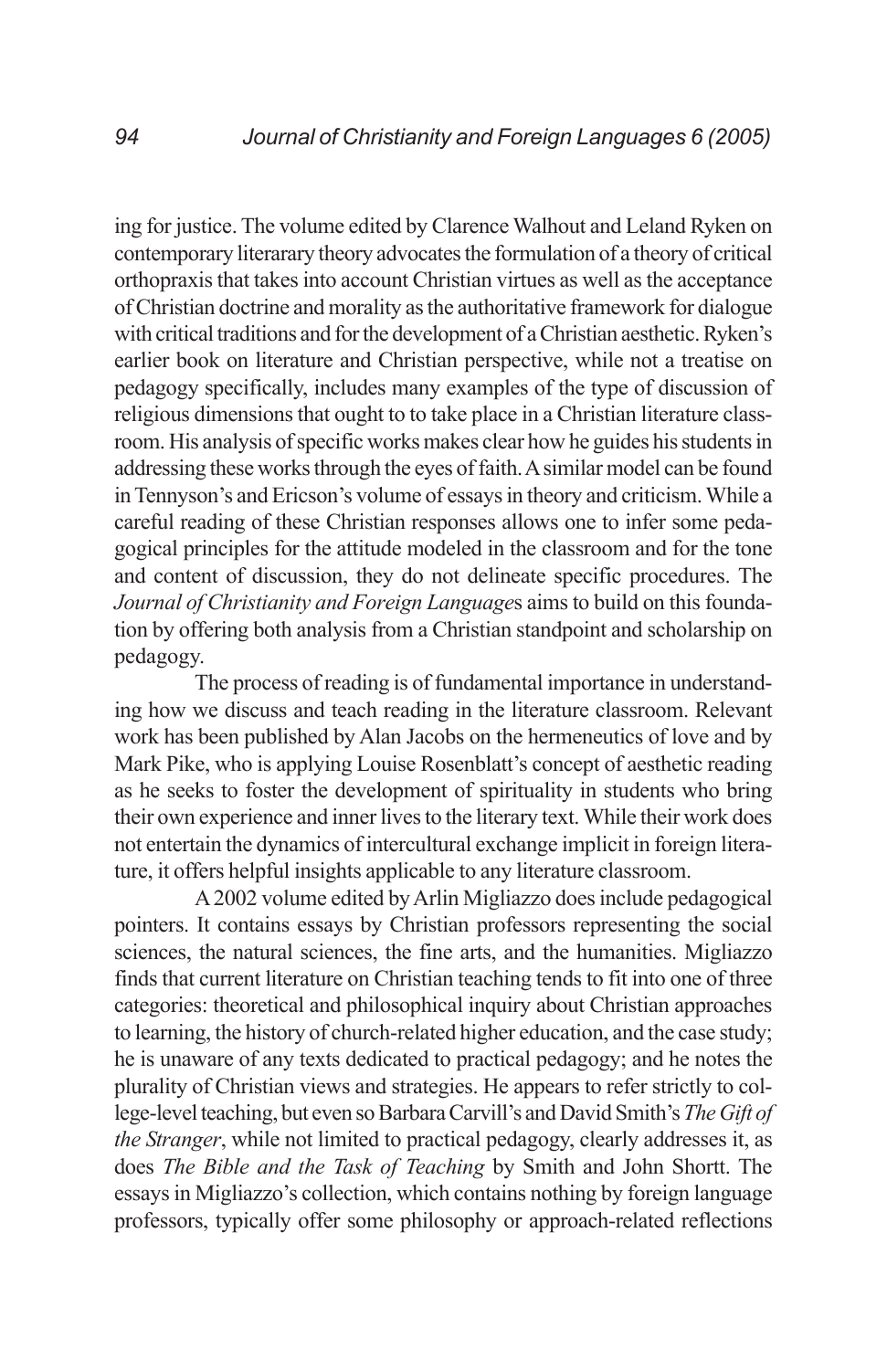ing for justice. The volume edited by Clarence Walhout and Leland Ryken on contemporary literarary theory advocates the formulation of a theory of critical orthopraxis that takes into account Christian virtues as well as the acceptance of Christian doctrine and morality as the authoritative framework for dialogue with critical traditions and for the development of a Christian aesthetic. Ryken's earlier book on literature and Christian perspective, while not a treatise on pedagogy specifically, includes many examples of the type of discussion of religious dimensions that ought to to take place in a Christian literature classroom. His analysis of specific works makes clear how he guides his students in addressing these works through the eyes of faith. A similar model can be found in Tennyson's and Ericson's volume of essays in theory and criticism. While a careful reading of these Christian responses allows one to infer some pedagogical principles for the attitude modeled in the classroom and for the tone and content of discussion, they do not delineate specific procedures. The *Journal of Christianity and Foreign Language*s aims to build on this foundation by offering both analysis from a Christian standpoint and scholarship on pedagogy.

The process of reading is of fundamental importance in understanding how we discuss and teach reading in the literature classroom. Relevant work has been published by Alan Jacobs on the hermeneutics of love and by Mark Pike, who is applying Louise Rosenblatt's concept of aesthetic reading as he seeks to foster the development of spirituality in students who bring their own experience and inner lives to the literary text. While their work does not entertain the dynamics of intercultural exchange implicit in foreign literature, it offers helpful insights applicable to any literature classroom.

A 2002 volume edited by Arlin Migliazzo does include pedagogical pointers. It contains essays by Christian professors representing the social sciences, the natural sciences, the fine arts, and the humanities. Migliazzo finds that current literature on Christian teaching tends to fit into one of three categories: theoretical and philosophical inquiry about Christian approaches to learning, the history of church-related higher education, and the case study; he is unaware of any texts dedicated to practical pedagogy; and he notes the plurality of Christian views and strategies. He appears to refer strictly to college-level teaching, but even so Barbara Carvill's and David Smith's *The Gift of the Stranger*, while not limited to practical pedagogy, clearly addresses it, as does *The Bible and the Task of Teaching* by Smith and John Shortt. The essays in Migliazzo's collection, which contains nothing by foreign language professors, typically offer some philosophy or approach-related reflections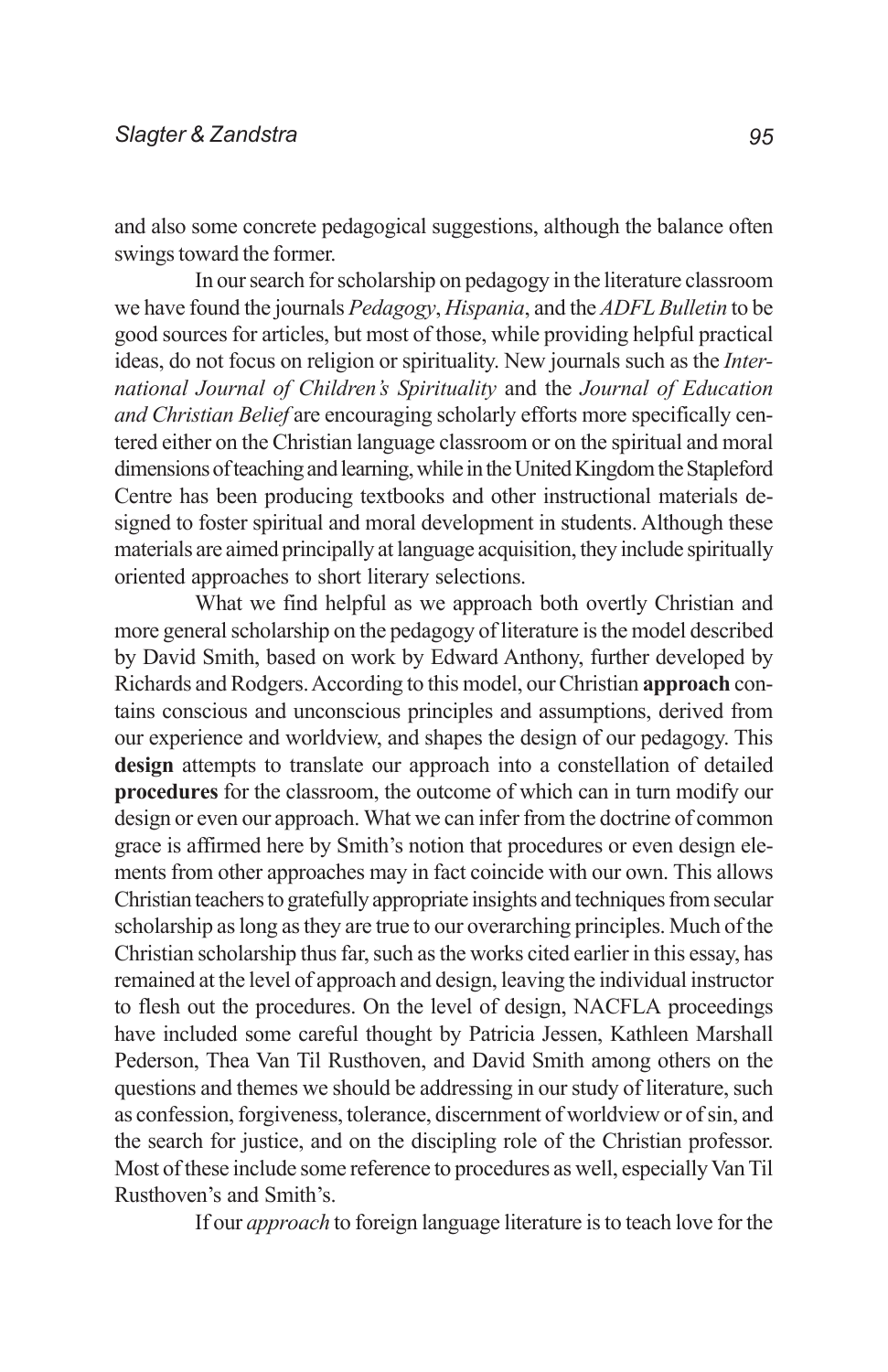and also some concrete pedagogical suggestions, although the balance often swings toward the former.

In our search for scholarship on pedagogy in the literature classroom we have found the journals *Pedagogy*, *Hispania*, and the *ADFL Bulletin* to be good sources for articles, but most of those, while providing helpful practical ideas, do not focus on religion or spirituality. New journals such as the *International Journal of Children's Spirituality* and the *Journal of Education and Christian Belief* are encouraging scholarly efforts more specifically centered either on the Christian language classroom or on the spiritual and moral dimensions of teaching and learning, while in the United Kingdom the Stapleford Centre has been producing textbooks and other instructional materials designed to foster spiritual and moral development in students. Although these materials are aimed principally at language acquisition, they include spiritually oriented approaches to short literary selections.

What we find helpful as we approach both overtly Christian and more general scholarship on the pedagogy of literature is the model described by David Smith, based on work by Edward Anthony, further developed by Richards and Rodgers. According to this model, our Christian **approach** contains conscious and unconscious principles and assumptions, derived from our experience and worldview, and shapes the design of our pedagogy. This **design** attempts to translate our approach into a constellation of detailed **procedures** for the classroom, the outcome of which can in turn modify our design or even our approach. What we can infer from the doctrine of common grace is affirmed here by Smith's notion that procedures or even design elements from other approaches may in fact coincide with our own. This allows Christian teachers to gratefully appropriate insights and techniques from secular scholarship as long as they are true to our overarching principles. Much of the Christian scholarship thus far, such as the works cited earlier in this essay, has remained at the level of approach and design, leaving the individual instructor to flesh out the procedures. On the level of design, NACFLA proceedings have included some careful thought by Patricia Jessen, Kathleen Marshall Pederson, Thea Van Til Rusthoven, and David Smith among others on the questions and themes we should be addressing in our study of literature, such as confession, forgiveness, tolerance, discernment of worldview or of sin, and the search for justice, and on the discipling role of the Christian professor. Most of these include some reference to procedures as well, especially Van Til Rusthoven's and Smith's.

If our *approach* to foreign language literature is to teach love for the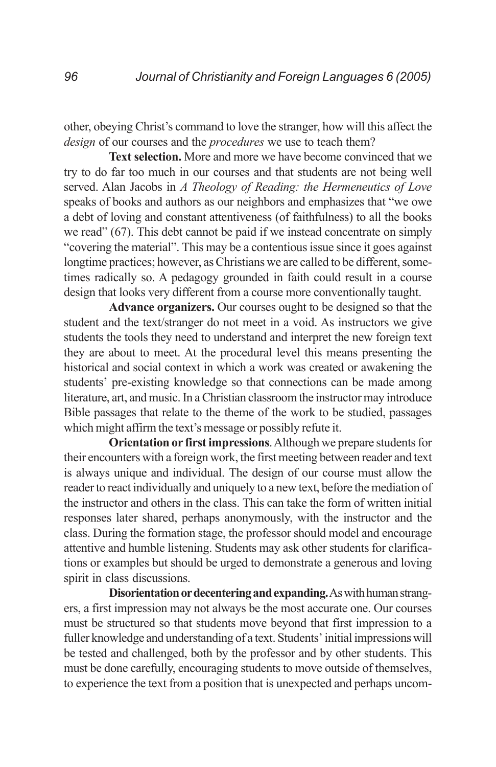other, obeying Christ's command to love the stranger, how will this affect the *design* of our courses and the *procedures* we use to teach them?

**Text selection.** More and more we have become convinced that we try to do far too much in our courses and that students are not being well served. Alan Jacobs in *A Theology of Reading: the Hermeneutics of Love* speaks of books and authors as our neighbors and emphasizes that "we owe a debt of loving and constant attentiveness (of faithfulness) to all the books we read" (67). This debt cannot be paid if we instead concentrate on simply "covering the material". This may be a contentious issue since it goes against longtime practices; however, as Christians we are called to be different, sometimes radically so. A pedagogy grounded in faith could result in a course design that looks very different from a course more conventionally taught.

**Advance organizers.** Our courses ought to be designed so that the student and the text/stranger do not meet in a void. As instructors we give students the tools they need to understand and interpret the new foreign text they are about to meet. At the procedural level this means presenting the historical and social context in which a work was created or awakening the students' pre-existing knowledge so that connections can be made among literature, art, and music. In a Christian classroom the instructor may introduce Bible passages that relate to the theme of the work to be studied, passages which might affirm the text's message or possibly refute it.

**Orientation or first impressions**. Although we prepare students for their encounters with a foreign work, the first meeting between reader and text is always unique and individual. The design of our course must allow the reader to react individually and uniquely to a new text, before the mediation of the instructor and others in the class. This can take the form of written initial responses later shared, perhaps anonymously, with the instructor and the class. During the formation stage, the professor should model and encourage attentive and humble listening. Students may ask other students for clarifications or examples but should be urged to demonstrate a generous and loving spirit in class discussions.

**Disorientation or decentering and expanding.** As with human strangers, a first impression may not always be the most accurate one. Our courses must be structured so that students move beyond that first impression to a fuller knowledge and understanding of a text. Students' initial impressions will be tested and challenged, both by the professor and by other students. This must be done carefully, encouraging students to move outside of themselves, to experience the text from a position that is unexpected and perhaps uncom-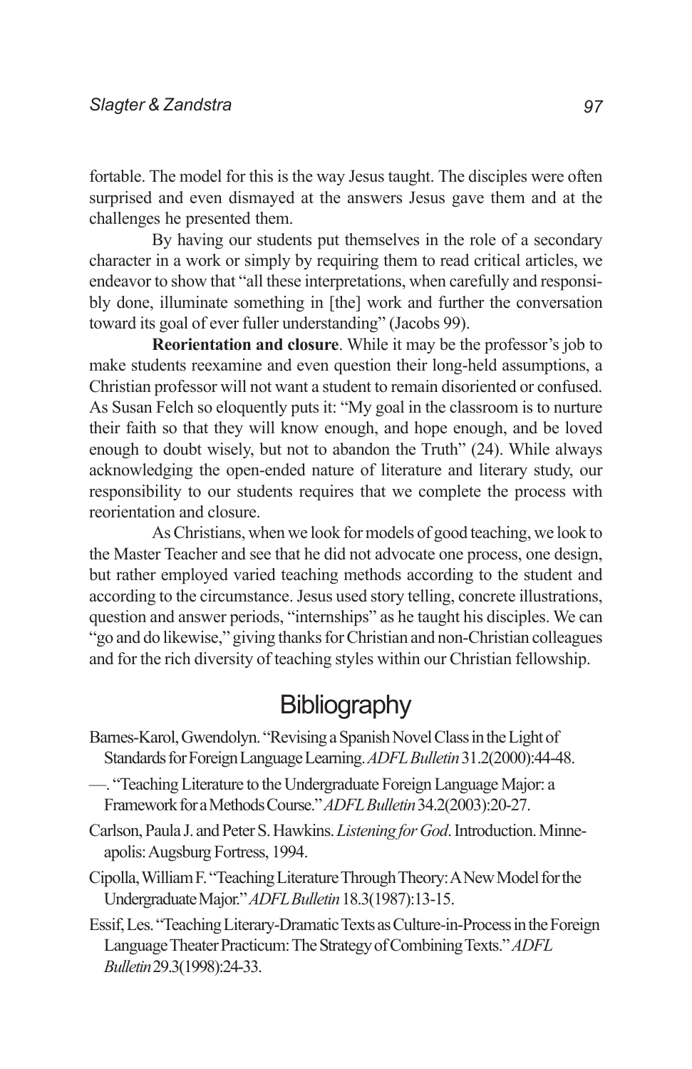fortable. The model for this is the way Jesus taught. The disciples were often surprised and even dismayed at the answers Jesus gave them and at the challenges he presented them.

By having our students put themselves in the role of a secondary character in a work or simply by requiring them to read critical articles, we endeavor to show that "all these interpretations, when carefully and responsibly done, illuminate something in [the] work and further the conversation toward its goal of ever fuller understanding" (Jacobs 99).

**Reorientation and closure**. While it may be the professor's job to make students reexamine and even question their long-held assumptions, a Christian professor will not want a student to remain disoriented or confused. As Susan Felch so eloquently puts it: "My goal in the classroom is to nurture their faith so that they will know enough, and hope enough, and be loved enough to doubt wisely, but not to abandon the Truth" (24). While always acknowledging the open-ended nature of literature and literary study, our responsibility to our students requires that we complete the process with reorientation and closure.

As Christians, when we look for models of good teaching, we look to the Master Teacher and see that he did not advocate one process, one design, but rather employed varied teaching methods according to the student and according to the circumstance. Jesus used story telling, concrete illustrations, question and answer periods, "internships" as he taught his disciples. We can "go and do likewise," giving thanks for Christian and non-Christian colleagues and for the rich diversity of teaching styles within our Christian fellowship.

## Bibliography

Barnes-Karol, Gwendolyn. "Revising a Spanish Novel Class in the Light of Standards for Foreign Language Learning. *ADFL Bulletin* 31.2(2000):44-48.

—. "Teaching Literature to the Undergraduate Foreign Language Major: a Framework for a Methods Course." *ADFL Bulletin* 34.2(2003):20-27.

Carlson, Paula J. and Peter S. Hawkins. *Listening for God*. Introduction. Minneapolis: Augsburg Fortress, 1994.

Cipolla, William F. "Teaching Literature Through Theory: A New Model for the Undergraduate Major." *ADFL Bulletin* 18.3(1987):13-15.

Essif, Les. "Teaching Literary-Dramatic Texts as Culture-in-Process in the Foreign Language Theater Practicum: The Strategy of Combining Texts." *ADFL Bulletin* 29.3(1998):24-33.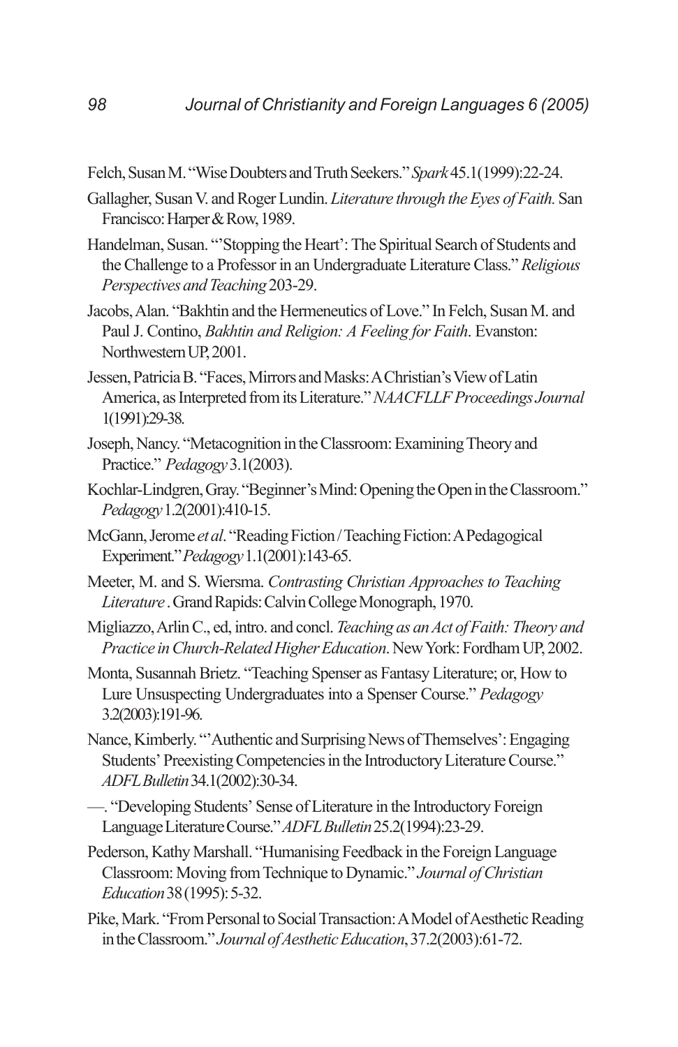Felch, Susan M. "Wise Doubters and Truth Seekers." *Spark* 45.1(1999):22-24.

Gallagher, Susan V. and Roger Lundin. *Literature through the Eyes of Faith.* San Francisco: Harper & Row, 1989.

Handelman, Susan. "'Stopping the Heart': The Spiritual Search of Students and the Challenge to a Professor in an Undergraduate Literature Class." *Religious Perspectives and Teaching* 203-29.

Jacobs, Alan. "Bakhtin and the Hermeneutics of Love." In Felch, Susan M. and Paul J. Contino, *Bakhtin and Religion: A Feeling for Faith*. Evanston: Northwestern UP, 2001.

Jessen, Patricia B. "Faces, Mirrors and Masks: A Christian's View of Latin America, as Interpreted from its Literature." *NAACFLLF Proceedings Journal* 1(1991):29-38.

Joseph, Nancy. "Metacognition in the Classroom: Examining Theory and Practice." *Pedagogy* 3.1(2003).

Kochlar-Lindgren, Gray. "Beginner's Mind: Opening the Open in the Classroom." *Pedagogy* 1.2(2001):410-15.

McGann, Jerome *et al*. "Reading Fiction / Teaching Fiction: A Pedagogical Experiment." *Pedagogy* 1.1(2001):143-65.

Meeter, M. and S. Wiersma. *Contrasting Christian Approaches to Teaching Literature* . Grand Rapids: Calvin College Monograph, 1970.

Migliazzo, Arlin C., ed, intro. and concl. *Teaching as an Act of Faith: Theory and Practice in Church-Related Higher Education*. New York: Fordham UP, 2002.

Monta, Susannah Brietz. "Teaching Spenser as Fantasy Literature; or, How to Lure Unsuspecting Undergraduates into a Spenser Course." *Pedagogy* 3.2(2003):191-96.

Nance, Kimberly. "'Authentic and Surprising News of Themselves': Engaging Students' Preexisting Competencies in the Introductory Literature Course." *ADFL Bulletin* 34.1(2002):30-34.

—. "Developing Students' Sense of Literature in the Introductory Foreign Language Literature Course." *ADFL Bulletin* 25.2(1994):23-29.

Pederson, Kathy Marshall. "Humanising Feedback in the Foreign Language Classroom: Moving from Technique to Dynamic." *Journal of Christian Education* 38 (1995): 5-32.

Pike, Mark. "From Personal to Social Transaction: A Model of Aesthetic Reading in the Classroom." *Journal of Aesthetic Education*, 37.2(2003):61-72.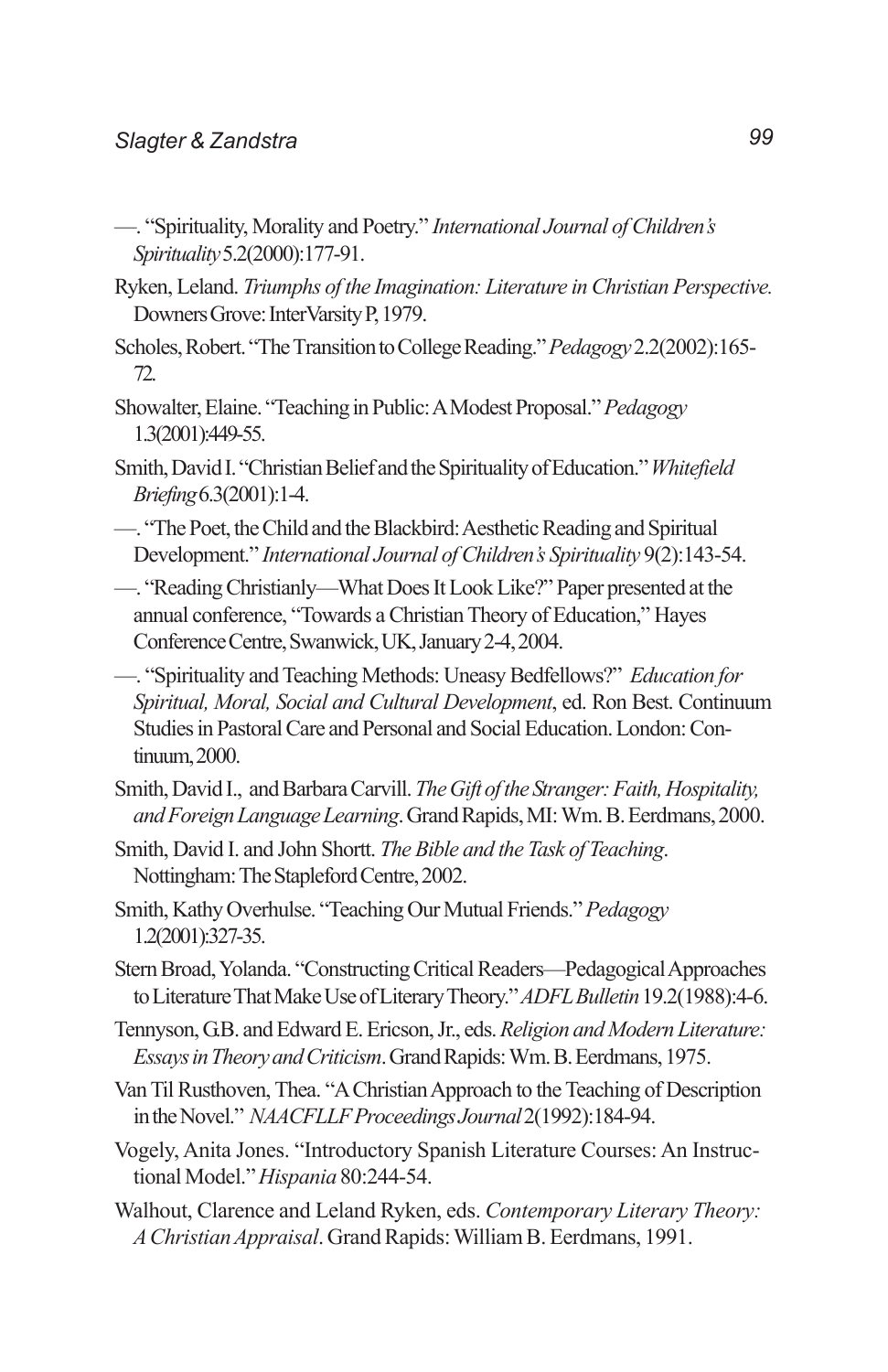—. "Spirituality, Morality and Poetry." *International Journal of Children's Spirituality* 5.2(2000):177-91.

Ryken, Leland. *Triumphs of the Imagination: Literature in Christian Perspective.* Downers Grove: InterVarsity P, 1979.

Scholes, Robert. "The Transition to College Reading." *Pedagogy* 2.2(2002):165-72.

Showalter, Elaine. "Teaching in Public: A Modest Proposal." *Pedagogy* 1.3(2001):449-55.

Smith, David I. "Christian Belief and the Spirituality of Education." *Whitefield Briefing* 6.3(2001):1-4.

—. "The Poet, the Child and the Blackbird: Aesthetic Reading and Spiritual Development." *International Journal of Children's Spirituality* 9(2):143-54.

—. "Reading Christianly—What Does It Look Like?" Paper presented at the annual conference, "Towards a Christian Theory of Education," Hayes Conference Centre, Swanwick, UK, January 2-4, 2004.

—. "Spirituality and Teaching Methods: Uneasy Bedfellows?" *Education for Spiritual, Moral, Social and Cultural Development*, ed. Ron Best. Continuum Studies in Pastoral Care and Personal and Social Education. London: Continuum, 2000.

Smith, David I., and Barbara Carvill. *The Gift of the Stranger: Faith, Hospitality, and Foreign Language Learning*. Grand Rapids, MI: Wm. B. Eerdmans, 2000.

Smith, David I. and John Shortt. *The Bible and the Task of Teaching*. Nottingham: The Stapleford Centre, 2002.

Smith, Kathy Overhulse. "Teaching Our Mutual Friends." *Pedagogy* 1.2(2001):327-35.

Stern Broad, Yolanda. "Constructing Critical Readers—Pedagogical Approaches to Literature That Make Use of Literary Theory." *ADFL Bulletin* 19.2(1988):4-6.

Tennyson, G.B. and Edward E. Ericson, Jr., eds. *Religion and Modern Literature: Essays in Theory and Criticism*. Grand Rapids: Wm. B. Eerdmans, 1975.

Van Til Rusthoven, Thea. "A Christian Approach to the Teaching of Description in the Novel." *NAACFLLF Proceedings Journal* 2(1992):184-94.

Vogely, Anita Jones. "Introductory Spanish Literature Courses: An Instructional Model." *Hispania* 80:244-54.

Walhout, Clarence and Leland Ryken, eds. *Contemporary Literary Theory: A Christian Appraisal*. Grand Rapids: William B. Eerdmans, 1991.